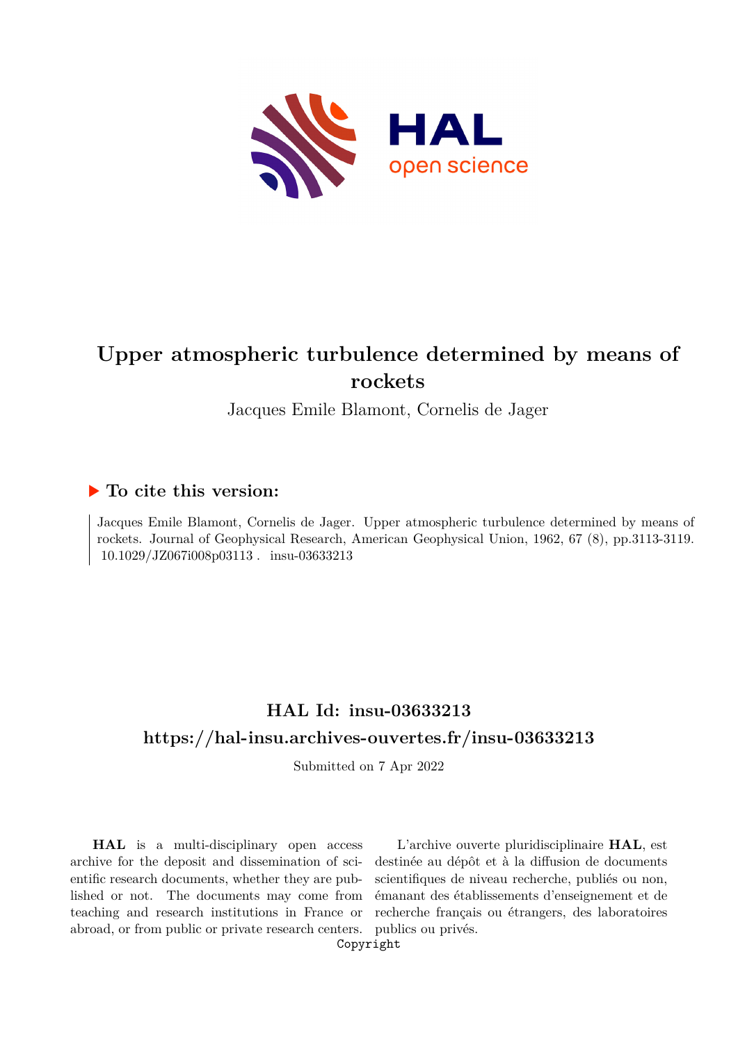# Upper atmospheric turbulence determined by means of rockets

Jacques Emile Blamont, Cornelis de Jager

## ▶ To cite this version:

Jacques Emile Blamont, Cornelis de Jager. Upper atmospheric turbulence determined by means of rockets. Journal of Geophysical Research, American Geophysical Union, 1962, 67 (8), pp.3113-3119. 10.1029/JZ067i008p03113 . insu-03633213

## HAL Id: insu-03633213

## https://hal-insu.archives-ouvertes.fr/insu-03633213

Submitted on 7 Apr 2022

**HAL** is a multi-disciplinary open access archive for the deposit and dissemination of scientific research documents, whether they are published or not. The documents may come from teaching and research institutions in France or abroad, or from public or private research centers.

L'archive ouverte pluridisciplinaire **HAL**, est destinée au dépôt et à la diffusion de documents scientifiques de niveau recherche, publiés ou non, émanant des établissements d'enseignement et de recherche français ou étrangers, des laboratoires publics ou privés.

Copyright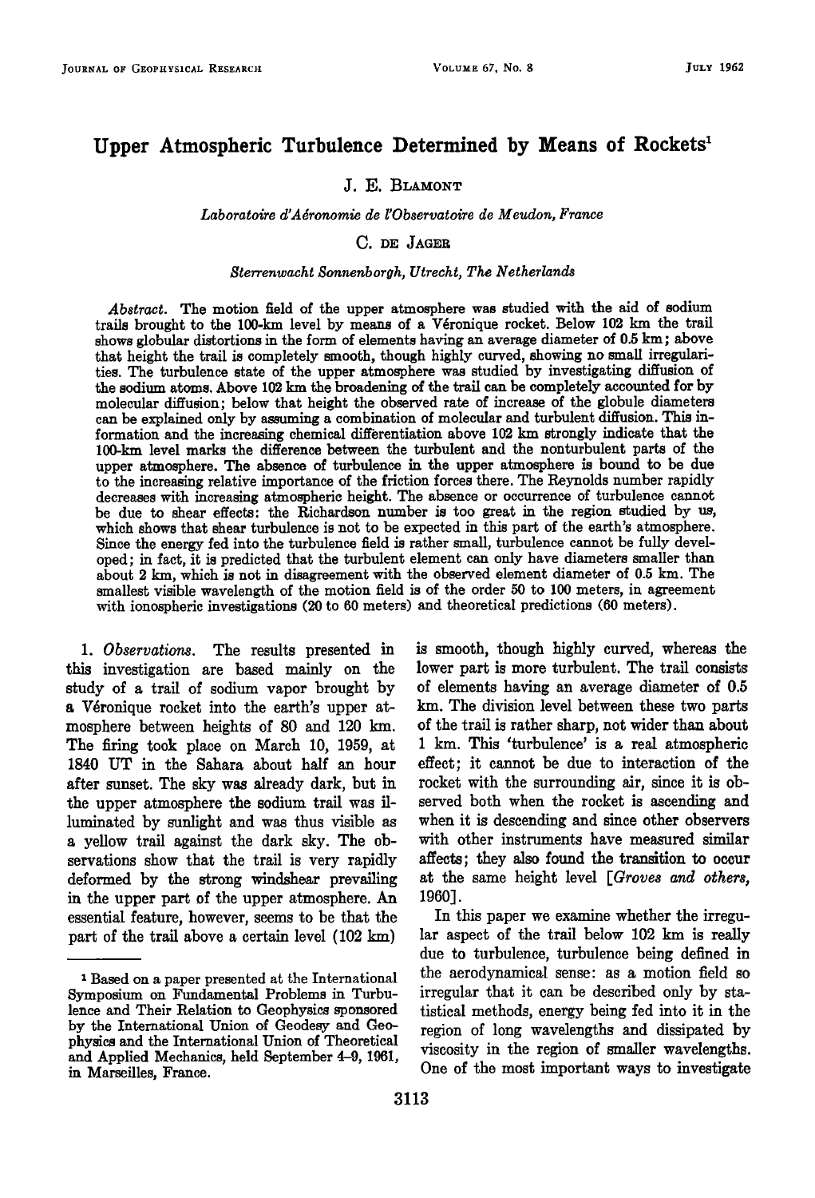# Upper Atmospheric Turbulence Determined by Means of Rockets[1]

J. E. Blamont

*Laboratoire d'Aéronomie de l'Observatoire de Meudon, France*

C. de Jager

*Sterrenwacht Sonnenborgh, Utrecht, The Netherlands*

*Abstract.* The motion field of the upper atmosphere was studied with the aid of sodium trails brought to the 100-km level by means of a Véronique rocket. Below 102 km the trail shows globular distortions in the form of elements having an average diameter of 0.5 km; above that height the trail is completely smooth, though highly curved, showing no small irregularities. The turbulence state of the upper atmosphere was studied by investigating diffusion of the sodium atoms. Above 102 km the broadening of the trail can be completely accounted for by molecular diffusion; below that height the observed rate of increase of the globule diameters can be explained only by assuming a combination of molecular and turbulent diffusion. This information and the increasing chemical differentiation above 102 km strongly indicate that the 100-km level marks the difference between the turbulent and the nonturbulent parts of the upper atmosphere. The absence of turbulence in the upper atmosphere is bound to be due to the increasing relative importance of the friction forces there. The Reynolds number rapidly decreases with increasing atmospheric height. The absence or occurrence of turbulence cannot be due to shear effects: the Richardson number is too great in the region studied by us, which shows that shear turbulence is not to be expected in this part of the earth's atmosphere. Since the energy fed into the turbulence field is rather small, turbulence cannot be fully developed; in fact, it is predicted that the turbulent element can only have diameters smaller than about 2 km, which is not in disagreement with the observed element diameter of 0.5 km. The smallest visible wavelength of the motion field is of the order 50 to 100 meters, in agreement with ionospheric investigations (20 to 60 meters) and theoretical predictions (60 meters).

1. *Observations.* The results presented in this investigation are based mainly on the study of a trail of sodium vapor brought by a Véronique rocket into the earth's upper atmosphere between heights of 80 and 120 km. The firing took place on March 10, 1959, at 1840 UT in the Sahara about half an hour after sunset. The sky was already dark, but in the upper atmosphere the sodium trail was illuminated by sunlight and was thus visible as a yellow trail against the dark sky. The observations show that the trail is very rapidly deformed by the strong windshear prevailing in the upper part of the upper atmosphere. An essential feature, however, seems to be that the part of the trail above a certain level (102 km) is smooth, though highly curved, whereas the lower part is more turbulent. The trail consists of elements having an average diameter of 0.5 km. The division level between these two parts of the trail is rather sharp, not wider than about 1 km. This 'turbulence' is a real atmospheric effect; it cannot be due to interaction of the rocket with the surrounding air, since it is observed both when the rocket is ascending and when it is descending and since other observers with other instruments have measured similar affects; they also found the transition to occur at the same height level [*Groves and others*, 1960].

In this paper we examine whether the irregular aspect of the trail below 102 km is really due to turbulence, turbulence being defined in the aerodynamical sense: as a motion field so irregular that it can be described only by statistical methods, energy being fed into it in the region of long wavelengths and dissipated by viscosity in the region of smaller wavelengths. One of the most important ways to investigate

[1] Based on a paper presented at the International Symposium on Fundamental Problems in Turbulence and Their Relation to Geophysics sponsored by the International Union of Geodesy and Geophysics and the International Union of Theoretical and Applied Mechanics, held September 4-9, 1961, in Marseilles, France.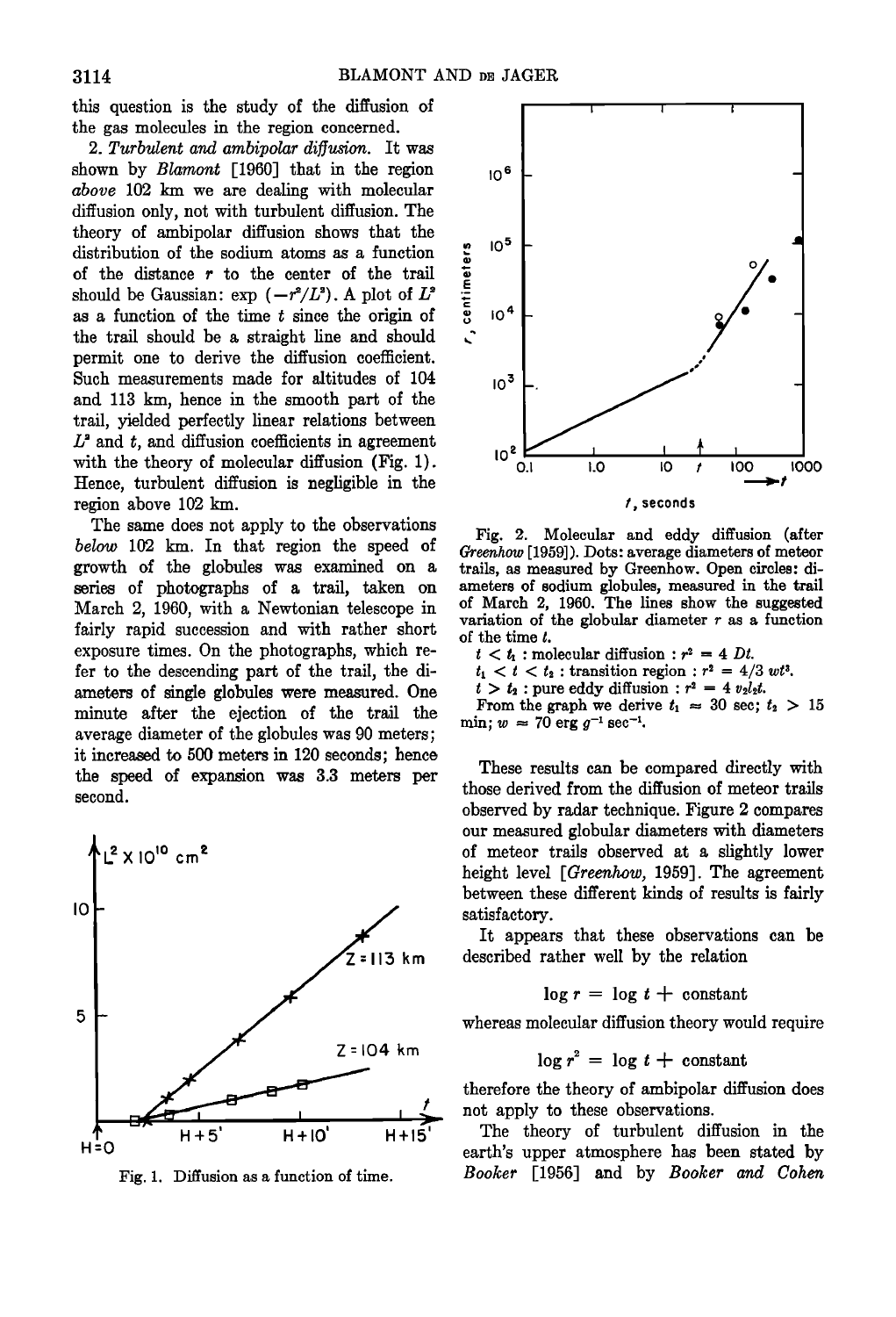this question is the study of the diffusion of the gas molecules in the region concerned.

2. *Turbulent and ambipolar diffusion.* It was shown by *Blamont* [1960] that in the region *above* 102 km we are dealing with molecular diffusion only, not with turbulent diffusion. The theory of ambipolar diffusion shows that the distribution of the sodium atoms as a function of the distance $r$ to the center of the trail should be Gaussian: $\exp(-r^2/L^2)$. A plot of $L^2$ as a function of the time $t$ since the origin of the trail should be a straight line and should permit one to derive the diffusion coefficient. Such measurements made for altitudes of 104 and 113 km, hence in the smooth part of the trail, yielded perfectly linear relations between $L^2$ and $t$, and diffusion coefficients in agreement with the theory of molecular diffusion (Fig. 1). Hence, turbulent diffusion is negligible in the region above 102 km.

The same does not apply to the observations *below* 102 km. In that region the speed of growth of the globules was examined on a series of photographs of a trail, taken on March 2, 1960, with a Newtonian telescope in fairly rapid succession and with rather short exposure times. On the photographs, which refer to the descending part of the trail, the diameters of single globules were measured. One minute after the ejection of the trail the average diameter of the globules was 90 meters; it increased to 500 meters in 120 seconds; hence the speed of expansion was 3.3 meters per second.

Fig. 1. Diffusion as a function of time.

Fig. 2. Molecular and eddy diffusion (after *Greenhow* [1959]). Dots: average diameters of meteor trails, as measured by Greenhow. Open circles: diameters of sodium globules, measured in the trail of March 2, 1960. The lines show the suggested variation of the globular diameter $r$ as a function of the time $t$.

$t < t_1$ : molecular diffusion : $r^2 = 4\ Dt$.

$t_1 < t < t_2$ : transition region : $r^2 = 4/3\ wt^3$.

$t > t_2$ : pure eddy diffusion : $r^2 = 4\ v_2 l_2 t$.

From the graph we derive $t_1 \approx 30$ sec; $t_2 > 15$ min; $w \approx 70$ erg $g^{-1}$ sec$^{-1}$.

These results can be compared directly with those derived from the diffusion of meteor trails observed by radar technique. Figure 2 compares our measured globular diameters with diameters of meteor trails observed at a slightly lower height level [*Greenhow*, 1959]. The agreement between these different kinds of results is fairly satisfactory.

It appears that these observations can be described rather well by the relation

$$\log r = \log t + \text{constant}$$

whereas molecular diffusion theory would require

$$\log r^2 = \log t + \text{constant}$$

therefore the theory of ambipolar diffusion does not apply to these observations.

The theory of turbulent diffusion in the earth's upper atmosphere has been stated by *Booker* [1956] and by *Booker and Cohen*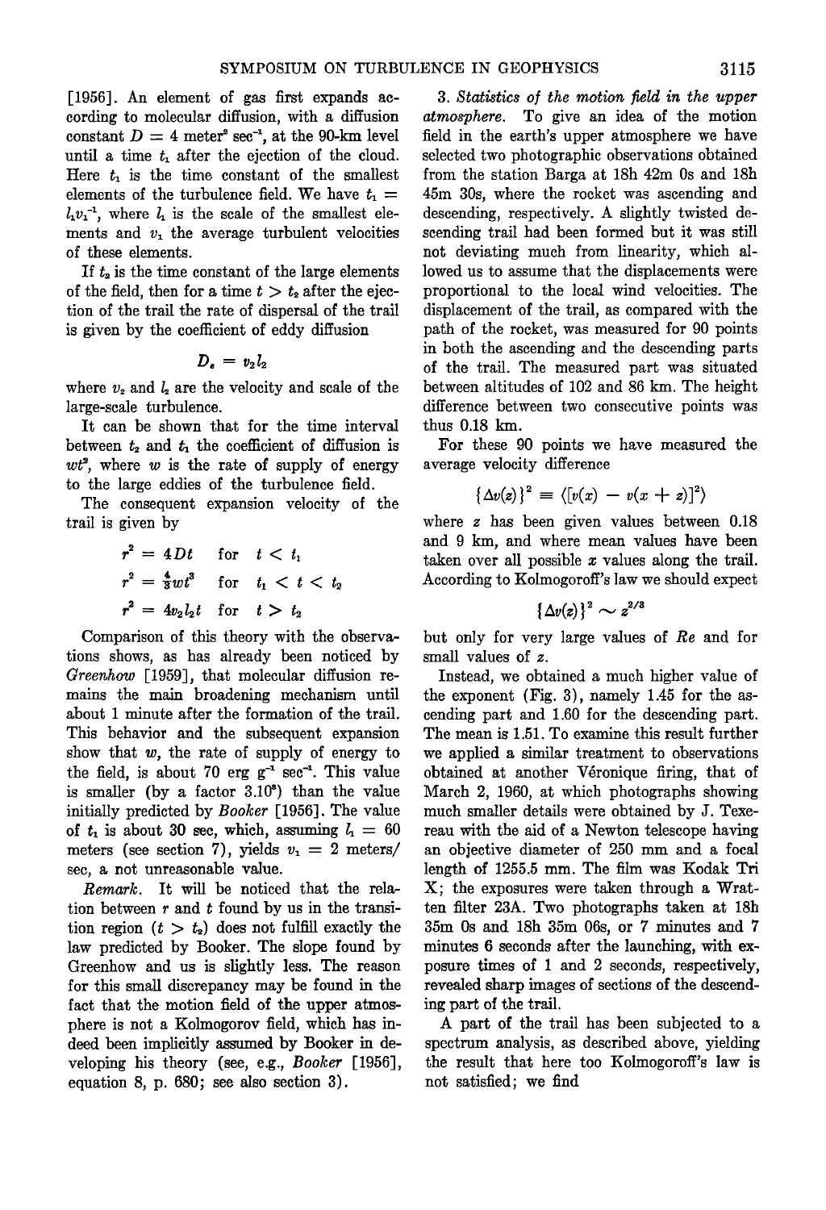[1956]. An element of gas first expands according to molecular diffusion, with a diffusion constant $D = 4$ meter$^2$ sec$^{-1}$, at the 90-km level until a time $t_1$ after the ejection of the cloud. Here $t_1$ is the time constant of the smallest elements of the turbulence field. We have $t_1 = l_1 v_1^{-1}$, where $l_1$ is the scale of the smallest elements and $v_1$ the average turbulent velocities of these elements.

If $t_2$ is the time constant of the large elements of the field, then for a time $t > t_2$ after the ejection of the trail the rate of dispersal of the trail is given by the coefficient of eddy diffusion

$$D_e = v_2 l_2$$

where $v_2$ and $l_2$ are the velocity and scale of the large-scale turbulence.

It can be shown that for the time interval between $t_2$ and $t_1$ the coefficient of diffusion is $wt^2$, where $w$ is the rate of supply of energy to the large eddies of the turbulence field.

The consequent expansion velocity of the trail is given by

$$r^2 = 4Dt \quad \text{for} \quad t < t_1$$

$$r^2 = \tfrac{4}{3}wt^3 \quad \text{for} \quad t_1 < t < t_2$$

$$r^2 = 4v_2 l_2 t \quad \text{for} \quad t > t_2$$

Comparison of this theory with the observations shows, as has already been noticed by *Greenhow* [1959], that molecular diffusion remains the main broadening mechanism until about 1 minute after the formation of the trail. This behavior and the subsequent expansion show that $w$, the rate of supply of energy to the field, is about 70 erg g$^{-1}$ sec$^{-1}$. This value is smaller (by a factor $3.10^3$) than the value initially predicted by *Booker* [1956]. The value of $t_1$ is about 30 sec, which, assuming $l_1 = 60$ meters (see section 7), yields $v_1 = 2$ meters/sec, a not unreasonable value.

*Remark*. It will be noticed that the relation between $r$ and $t$ found by us in the transition region ($t > t_2$) does not fulfill exactly the law predicted by Booker. The slope found by Greenhow and us is slightly less. The reason for this small discrepancy may be found in the fact that the motion field of the upper atmosphere is not a Kolmogorov field, which has indeed been implicitly assumed by Booker in developing his theory (see, e.g., *Booker* [1956], equation 8, p. 680; see also section 3).

3. *Statistics of the motion field in the upper atmosphere*. To give an idea of the motion field in the earth's upper atmosphere we have selected two photographic observations obtained from the station Barga at 18h 42m 0s and 18h 45m 30s, where the rocket was ascending and descending, respectively. A slightly twisted descending trail had been formed but it was still not deviating much from linearity, which allowed us to assume that the displacements were proportional to the local wind velocities. The displacement of the trail, as compared with the path of the rocket, was measured for 90 points in both the ascending and the descending parts of the trail. The measured part was situated between altitudes of 102 and 86 km. The height difference between two consecutive points was thus 0.18 km.

For these 90 points we have measured the average velocity difference

$$\{\Delta v(z)\}^2 \equiv \langle [v(x) - v(x+z)]^2 \rangle$$

where $z$ has been given values between 0.18 and 9 km, and where mean values have been taken over all possible $x$ values along the trail. According to Kolmogoroff's law we should expect

$$\{\Delta v(z)\}^2 \sim z^{2/3}$$

but only for very large values of $Re$ and for small values of $z$.

Instead, we obtained a much higher value of the exponent (Fig. 3), namely 1.45 for the ascending part and 1.60 for the descending part. The mean is 1.51. To examine this result further we applied a similar treatment to observations obtained at another Véronique firing, that of March 2, 1960, at which photographs showing much smaller details were obtained by J. Texereau with the aid of a Newton telescope having an objective diameter of 250 mm and a focal length of 1255.5 mm. The film was Kodak Tri X; the exposures were taken through a Wratten filter 23A. Two photographs taken at 18h 35m 0s and 18h 35m 06s, or 7 minutes and 7 minutes 6 seconds after the launching, with exposure times of 1 and 2 seconds, respectively, revealed sharp images of sections of the descending part of the trail.

A part of the trail has been subjected to a spectrum analysis, as described above, yielding the result that here too Kolmogoroff's law is not satisfied; we find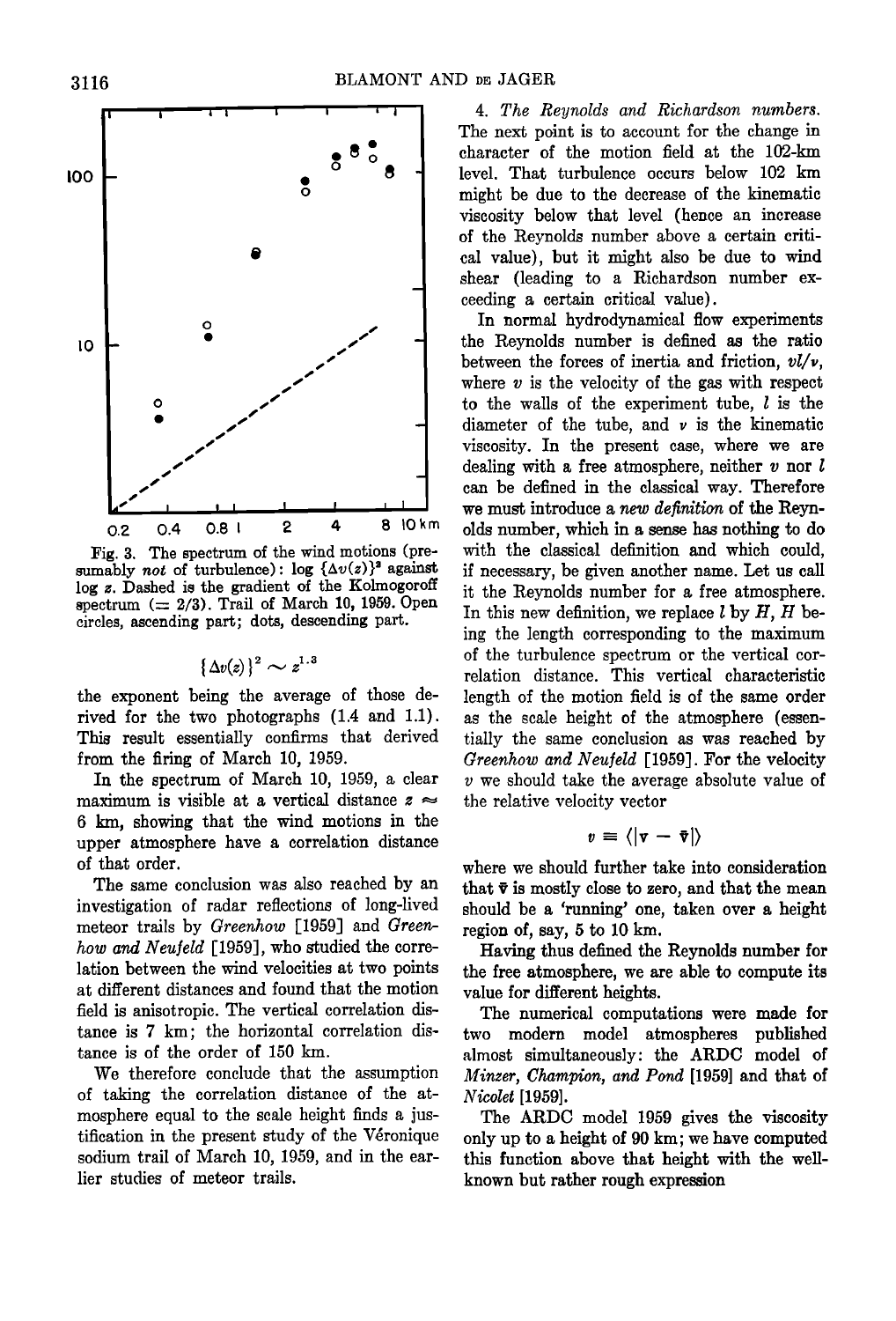Fig. 3. The spectrum of the wind motions (presumably *not* of turbulence): log $\{\Delta v(z)\}^2$ against log $z$. Dashed is the gradient of the Kolmogoroff spectrum ($= 2/3$). Trail of March 10, 1959. Open circles, ascending part; dots, descending part.

$$\{\Delta v(z)\}^2 \sim z^{1.3}$$

the exponent being the average of those derived for the two photographs (1.4 and 1.1). This result essentially confirms that derived from the firing of March 10, 1959.

In the spectrum of March 10, 1959, a clear maximum is visible at a vertical distance $z \approx 6$ km, showing that the wind motions in the upper atmosphere have a correlation distance of that order.

The same conclusion was also reached by an investigation of radar reflections of long-lived meteor trails by *Greenhow* [1959] and *Greenhow and Neufeld* [1959], who studied the correlation between the wind velocities at two points at different distances and found that the motion field is anisotropic. The vertical correlation distance is 7 km; the horizontal correlation distance is of the order of 150 km.

We therefore conclude that the assumption of taking the correlation distance of the atmosphere equal to the scale height finds a justification in the present study of the Véronique sodium trail of March 10, 1959, and in the earlier studies of meteor trails.

4. *The Reynolds and Richardson numbers.* The next point is to account for the change in character of the motion field at the 102-km level. That turbulence occurs below 102 km might be due to the decrease of the kinematic viscosity below that level (hence an increase of the Reynolds number above a certain critical value), but it might also be due to wind shear (leading to a Richardson number exceeding a certain critical value).

In normal hydrodynamical flow experiments the Reynolds number is defined as the ratio between the forces of inertia and friction, $vl/\nu$, where $v$ is the velocity of the gas with respect to the walls of the experiment tube, $l$ is the diameter of the tube, and $\nu$ is the kinematic viscosity. In the present case, where we are dealing with a free atmosphere, neither $v$ nor $l$ can be defined in the classical way. Therefore we must introduce a *new definition* of the Reynolds number, which in a sense has nothing to do with the classical definition and which could, if necessary, be given another name. Let us call it the Reynolds number for a free atmosphere. In this new definition, we replace $l$ by $H$, $H$ being the length corresponding to the maximum of the turbulence spectrum or the vertical correlation distance. This vertical characteristic length of the motion field is of the same order as the scale height of the atmosphere (essentially the same conclusion as was reached by *Greenhow and Neufeld* [1959]. For the velocity $v$ we should take the average absolute value of the relative velocity vector

$$v \equiv \langle|\mathbf{v} - \bar{\mathbf{v}}|\rangle$$

where we should further take into consideration that $\bar{\mathbf{v}}$ is mostly close to zero, and that the mean should be a 'running' one, taken over a height region of, say, 5 to 10 km.

Having thus defined the Reynolds number for the free atmosphere, we are able to compute its value for different heights.

The numerical computations were made for two modern model atmospheres published almost simultaneously: the ARDC model of *Minzer, Champion, and Pond* [1959] and that of *Nicolet* [1959].

The ARDC model 1959 gives the viscosity only up to a height of 90 km; we have computed this function above that height with the well-known but rather rough expression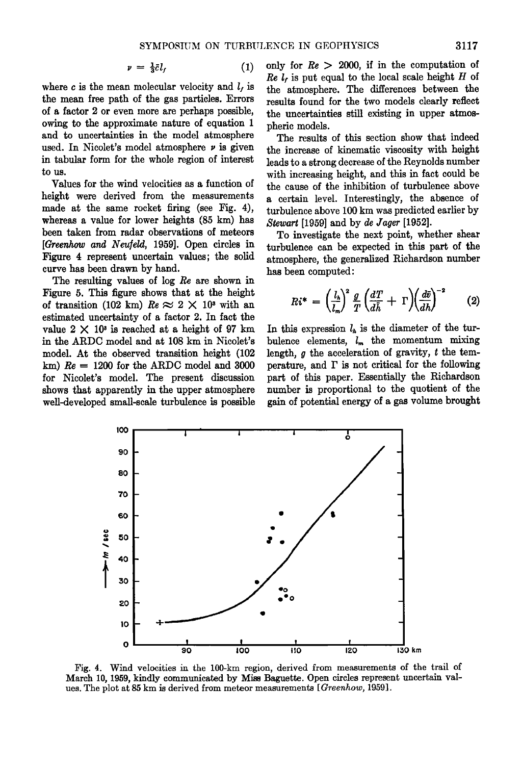$$\nu = \frac{1}{3}\bar{c}l_f \tag{1}$$

where $c$ is the mean molecular velocity and $l_f$ is the mean free path of the gas particles. Errors of a factor 2 or even more are perhaps possible, owing to the approximate nature of equation 1 and to uncertainties in the model atmosphere used. In Nicolet's model atmosphere $\nu$ is given in tabular form for the whole region of interest to us.

Values for the wind velocities as a function of height were derived from the measurements made at the same rocket firing (see Fig. 4), whereas a value for lower heights (85 km) has been taken from radar observations of meteors [*Greenhow and Neufeld*, 1959]. Open circles in Figure 4 represent uncertain values; the solid curve has been drawn by hand.

The resulting values of log $Re$ are shown in Figure 5. This figure shows that at the height of transition (102 km) $Re \approx 2 \times 10^3$ with an estimated uncertainty of a factor 2. In fact the value $2 \times 10^3$ is reached at a height of 97 km in the ARDC model and at 108 km in Nicolet's model. At the observed transition height (102 km) $Re = 1200$ for the ARDC model and 3000 for Nicolet's model. The present discussion shows that apparently in the upper atmosphere well-developed small-scale turbulence is possible only for $Re > 2000$, if in the computation of $Re$ $l_f$ is put equal to the local scale height $H$ of the atmosphere. The differences between the results found for the two models clearly reflect the uncertainties still existing in upper atmospheric models.

The results of this section show that indeed the increase of kinematic viscosity with height leads to a strong decrease of the Reynolds number with increasing height, and this in fact could be the cause of the inhibition of turbulence above a certain level. Interestingly, the absence of turbulence above 100 km was predicted earlier by *Stewart* [1959] and by *de Jager* [1952].

To investigate the next point, whether shear turbulence can be expected in this part of the atmosphere, the generalized Richardson number has been computed:

$$Ri^* = \left(\frac{l_h}{l_m}\right)^2 \frac{g}{T}\left(\frac{dT}{d\bar{h}} + \Gamma\right)\left(\frac{d\bar{v}}{dh}\right)^{-2} \tag{2}$$

In this expression $l_h$ is the diameter of the turbulence elements, $l_m$ the momentum mixing length, $g$ the acceleration of gravity, $t$ the temperature, and $\Gamma$ is not critical for the following part of this paper. Essentially the Richardson number is proportional to the quotient of the gain of potential energy of a gas volume brought

Fig. 4. Wind velocities in the 100-km region, derived from measurements of the trail of March 10, 1959, kindly communicated by Miss Baguette. Open circles represent uncertain values. The plot at 85 km is derived from meteor measurements [*Greenhow*, 1959].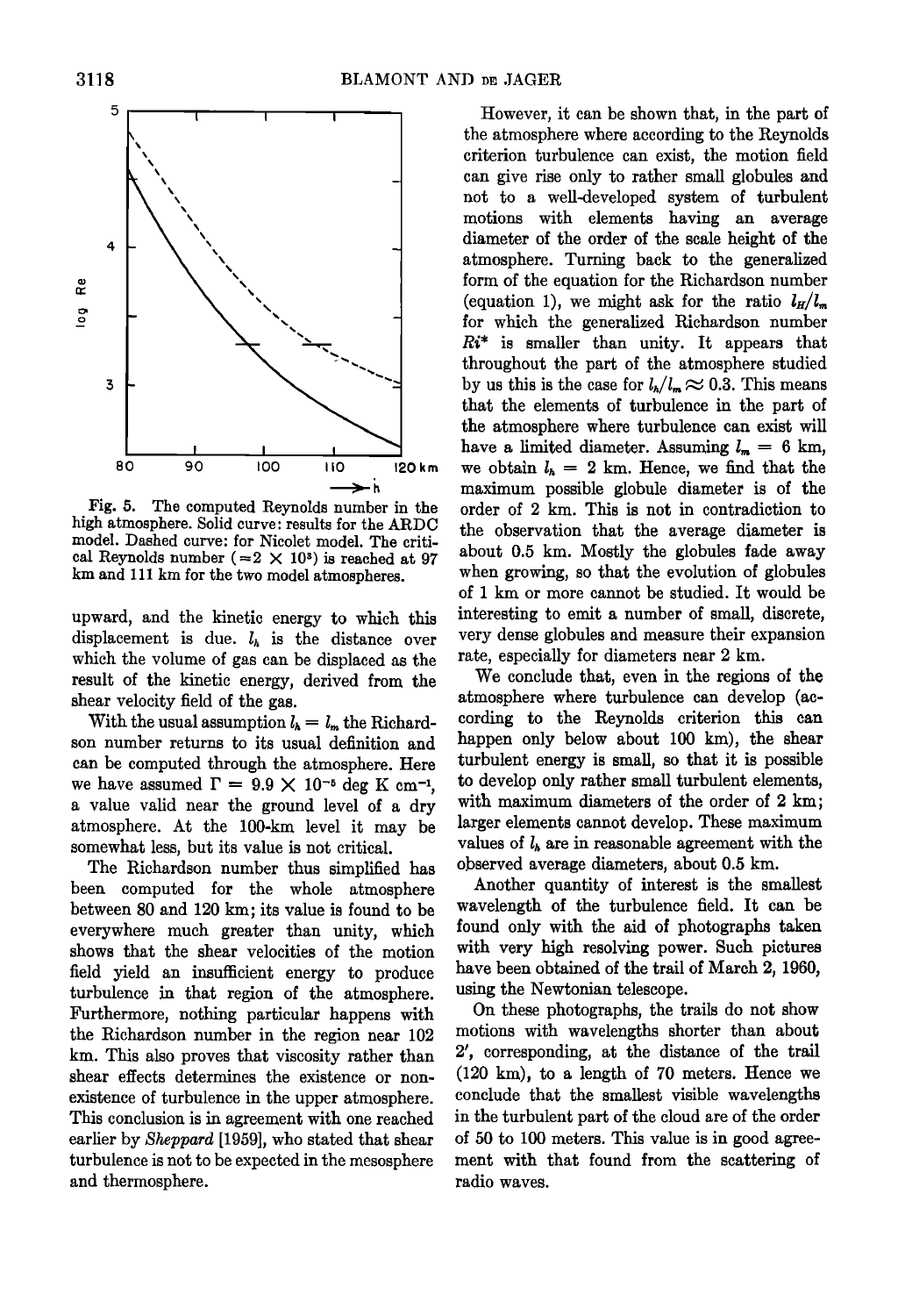Fig. 5. The computed Reynolds number in the high atmosphere. Solid curve: results for the ARDC model. Dashed curve: for Nicolet model. The critical Reynolds number ($\approx 2 \times 10^3$) is reached at 97 km and 111 km for the two model atmospheres.

upward, and the kinetic energy to which this displacement is due. $l_h$ is the distance over which the volume of gas can be displaced as the result of the kinetic energy, derived from the shear velocity field of the gas.

With the usual assumption $l_h = l_m$ the Richardson number returns to its usual definition and can be computed through the atmosphere. Here we have assumed $\Gamma = 9.9 \times 10^{-5}$ deg K cm$^{-1}$, a value valid near the ground level of a dry atmosphere. At the 100-km level it may be somewhat less, but its value is not critical.

The Richardson number thus simplified has been computed for the whole atmosphere between 80 and 120 km; its value is found to be everywhere much greater than unity, which shows that the shear velocities of the motion field yield an insufficient energy to produce turbulence in that region of the atmosphere. Furthermore, nothing particular happens with the Richardson number in the region near 102 km. This also proves that viscosity rather than shear effects determines the existence or nonexistence of turbulence in the upper atmosphere. This conclusion is in agreement with one reached earlier by *Sheppard* [1959], who stated that shear turbulence is not to be expected in the mesosphere and thermosphere.

However, it can be shown that, in the part of the atmosphere where according to the Reynolds criterion turbulence can exist, the motion field can give rise only to rather small globules and not to a well-developed system of turbulent motions with elements having an average diameter of the order of the scale height of the atmosphere. Turning back to the generalized form of the equation for the Richardson number (equation 1), we might ask for the ratio $l_H/l_m$ for which the generalized Richardson number $Ri^*$ is smaller than unity. It appears that throughout the part of the atmosphere studied by us this is the case for $l_h/l_m \approx 0.3$. This means that the elements of turbulence in the part of the atmosphere where turbulence can exist will have a limited diameter. Assuming $l_m = 6$ km, we obtain $l_h = 2$ km. Hence, we find that the maximum possible globule diameter is of the order of 2 km. This is not in contradiction to the observation that the average diameter is about 0.5 km. Mostly the globules fade away when growing, so that the evolution of globules of 1 km or more cannot be studied. It would be interesting to emit a number of small, discrete, very dense globules and measure their expansion rate, especially for diameters near 2 km.

We conclude that, even in the regions of the atmosphere where turbulence can develop (according to the Reynolds criterion this can happen only below about 100 km), the shear turbulent energy is small, so that it is possible to develop only rather small turbulent elements, with maximum diameters of the order of 2 km; larger elements cannot develop. These maximum values of $l_h$ are in reasonable agreement with the observed average diameters, about 0.5 km.

Another quantity of interest is the smallest wavelength of the turbulence field. It can be found only with the aid of photographs taken with very high resolving power. Such pictures have been obtained of the trail of March 2, 1960, using the Newtonian telescope.

On these photographs, the trails do not show motions with wavelengths shorter than about 2′, corresponding, at the distance of the trail (120 km), to a length of 70 meters. Hence we conclude that the smallest visible wavelengths in the turbulent part of the cloud are of the order of 50 to 100 meters. This value is in good agreement with that found from the scattering of radio waves.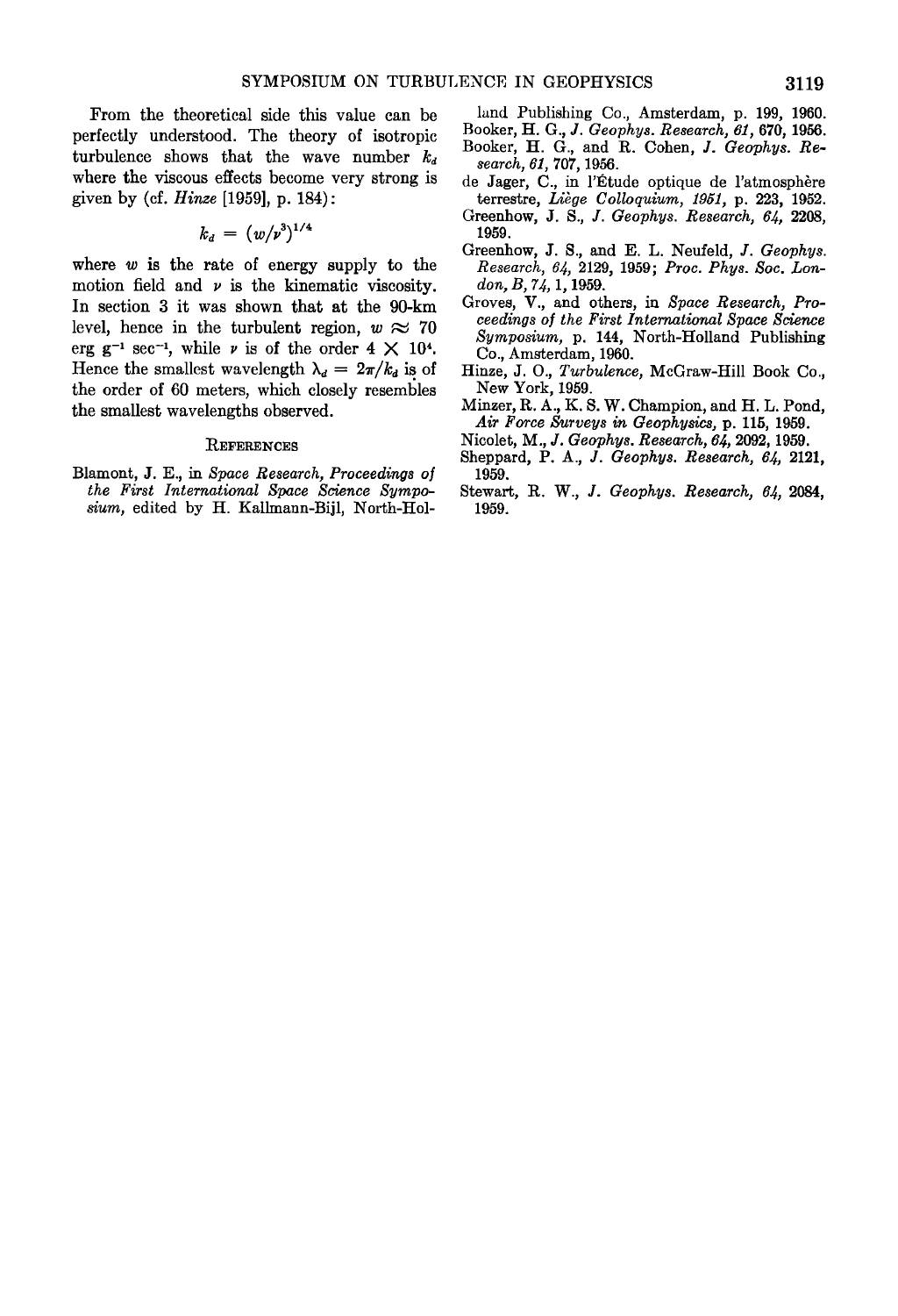From the theoretical side this value can be perfectly understood. The theory of isotropic turbulence shows that the wave number $k_d$ where the viscous effects become very strong is given by (cf. *Hinze* [1959], p. 184):

$$k_d = (w/\nu^3)^{1/4}$$

where $w$ is the rate of energy supply to the motion field and $\nu$ is the kinematic viscosity. In section 3 it was shown that at the 90-km level, hence in the turbulent region, $w \approx 70$ erg $g^{-1}$ $sec^{-1}$, while $\nu$ is of the order $4 \times 10^4$. Hence the smallest wavelength $\lambda_d = 2\pi/k_d$ is of the order of 60 meters, which closely resembles the smallest wavelengths observed.

## References

Blamont, J. E., in *Space Research, Proceedings of the First International Space Science Symposium*, edited by H. Kallmann-Bijl, North-Holland Publishing Co., Amsterdam, p. 199, 1960.

Booker, H. G., *J. Geophys. Research, 61*, 670, 1956.

Booker, H. G., and R. Cohen, *J. Geophys. Research, 61*, 707, 1956.

de Jager, C., in l'Étude optique de l'atmosphère terrestre, *Liège Colloquium, 1951*, p. 223, 1952.

Greenhow, J. S., *J. Geophys. Research, 64*, 2208, 1959.

Greenhow, J. S., and E. L. Neufeld, *J. Geophys. Research, 64*, 2129, 1959; *Proc. Phys. Soc. London, B, 74*, 1, 1959.

Groves, V., and others, in *Space Research, Proceedings of the First International Space Science Symposium*, p. 144, North-Holland Publishing Co., Amsterdam, 1960.

Hinze, J. O., *Turbulence*, McGraw-Hill Book Co., New York, 1959.

Minzer, R. A., K. S. W. Champion, and H. L. Pond, *Air Force Surveys in Geophysics*, p. 115, 1959.

Nicolet, M., *J. Geophys. Research, 64*, 2092, 1959.

Sheppard, P. A., *J. Geophys. Research, 64*, 2121, 1959.

Stewart, R. W., *J. Geophys. Research, 64*, 2084, 1959.